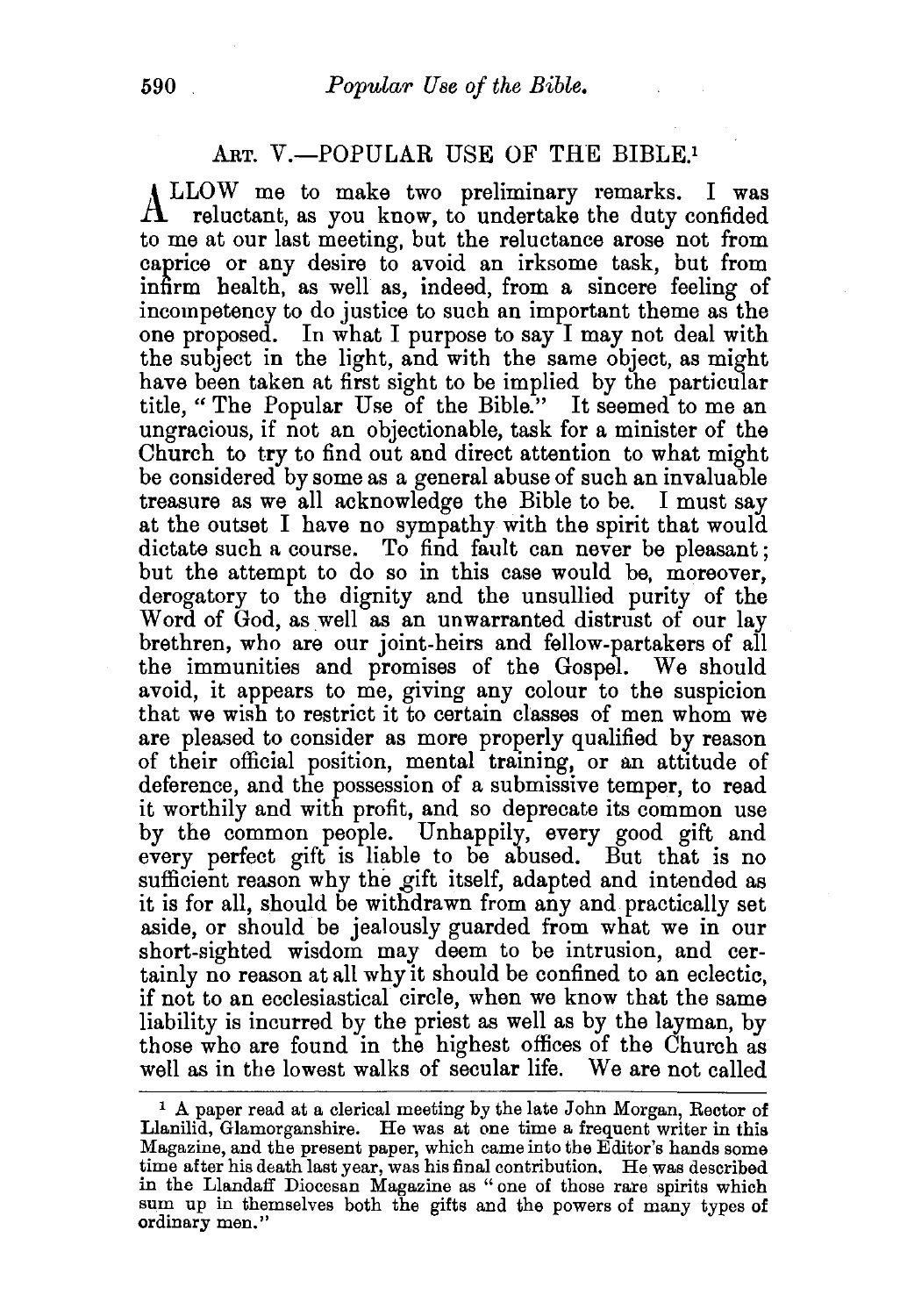## ART. V.—POPULAR USE OF THE BIBLE.[1]

ALLOW me to make two preliminary remarks. I was reluctant, as you know, to undertake the duty confided to me at our last meeting, but the reluctance arose not from caprice or any desire to avoid an irksome task, but from infirm health, as well as, indeed, from a sincere feeling of incompetency to do justice to such an important theme as the one proposed. In what I purpose to say I may not deal with the subject in the light, and with the same object, as might have been taken at first sight to be implied by the particular title, "The Popular Use of the Bible." It seemed to me an ungracious, if not an objectionable, task for a minister of the Church to try to find out and direct attention to what might be considered by some as a general abuse of such an invaluable treasure as we all acknowledge the Bible to be. I must say at the outset I have no sympathy with the spirit that would dictate such a course. To find fault can never be pleasant; but the attempt to do so in this case would be, moreover, derogatory to the dignity and the unsullied purity of the Word of God, as well as an unwarranted distrust of our lay brethren, who are our joint-heirs and fellow-partakers of all the immunities and promises of the Gospel. We should avoid, it appears to me, giving any colour to the suspicion that we wish to restrict it to certain classes of men whom we are pleased to consider as more properly qualified by reason of their official position, mental training, or an attitude of deference, and the possession of a submissive temper, to read it worthily and with profit, and so deprecate its common use by the common people. Unhappily, every good gift and every perfect gift is liable to be abused. But that is no sufficient reason why the gift itself, adapted and intended as it is for all, should be withdrawn from any and practically set aside, or should be jealously guarded from what we in our short-sighted wisdom may deem to be intrusion, and certainly no reason at all why it should be confined to an eclectic, if not to an ecclesiastical circle, when we know that the same liability is incurred by the priest as well as by the layman, by those who are found in the highest offices of the Church as well as in the lowest walks of secular life. We are not called

---

[1] A paper read at a clerical meeting by the late John Morgan, Rector of Llanilid, Glamorganshire. He was at one time a frequent writer in this Magazine, and the present paper, which came into the Editor's hands some time after his death last year, was his final contribution. He was described in the Llandaff Diocesan Magazine as "one of those rare spirits which sum up in themselves both the gifts and the powers of many types of ordinary men."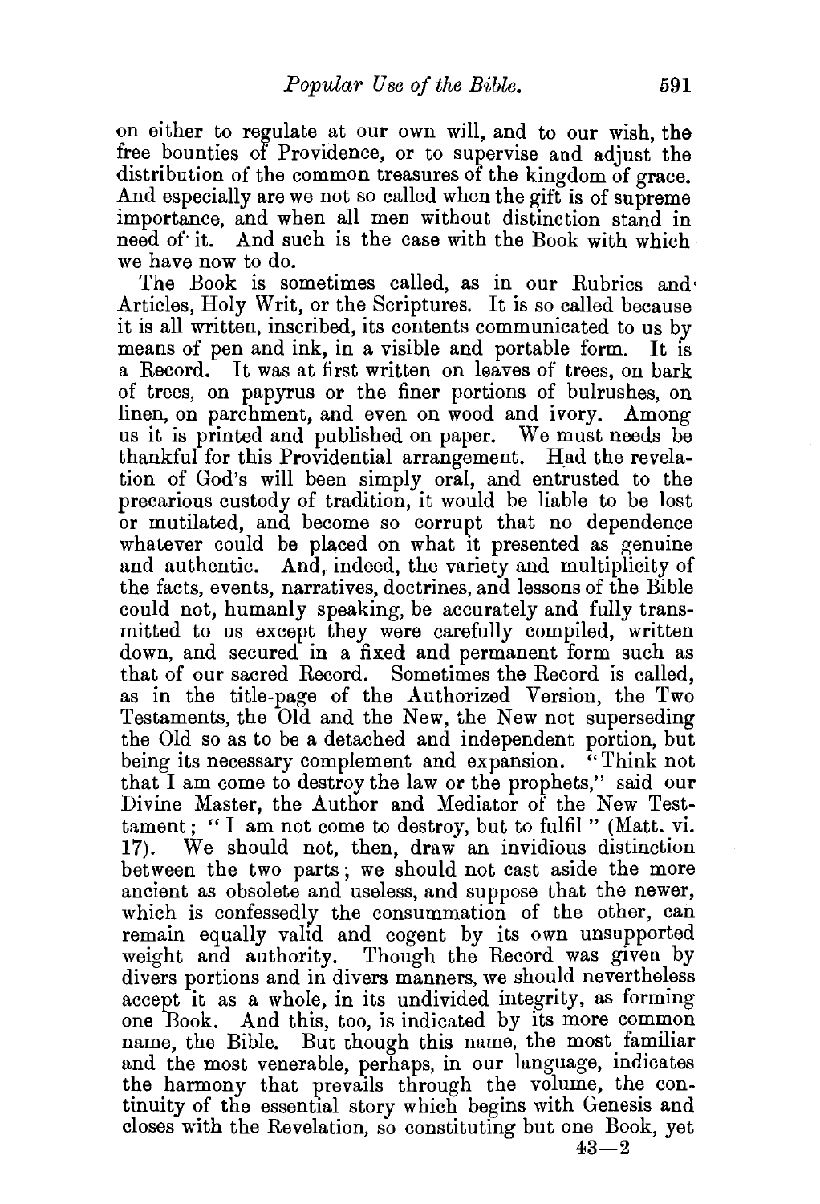on either to regulate at our own will, and to our wish, the free bounties of Providence, or to supervise and adjust the distribution of the common treasures of the kingdom of grace. And especially are we not so called when the gift is of supreme importance, and when all men without distinction stand in need of it. And such is the case with the Book with which we have now to do.

The Book is sometimes called, as in our Rubrics and Articles, Holy Writ, or the Scriptures. It is so called because it is all written, inscribed, its contents communicated to us by means of pen and ink, in a visible and portable form. It is a Record. It was at first written on leaves of trees, on bark of trees, on papyrus or the finer portions of bulrushes, on linen, on parchment, and even on wood and ivory. Among us it is printed and published on paper. We must needs be thankful for this Providential arrangement. Had the revelation of God's will been simply oral, and entrusted to the precarious custody of tradition, it would be liable to be lost or mutilated, and become so corrupt that no dependence whatever could be placed on what it presented as genuine and authentic. And, indeed, the variety and multiplicity of the facts, events, narratives, doctrines, and lessons of the Bible could not, humanly speaking, be accurately and fully transmitted to us except they were carefully compiled, written down, and secured in a fixed and permanent form such as that of our sacred Record. Sometimes the Record is called, as in the title-page of the Authorized Version, the Two Testaments, the Old and the New, the New not superseding the Old so as to be a detached and independent portion, but being its necessary complement and expansion. "Think not that I am come to destroy the law or the prophets," said our Divine Master, the Author and Mediator of the New Testament; "I am not come to destroy, but to fulfil" (Matt. vi. 17). We should not, then, draw an invidious distinction between the two parts; we should not cast aside the more ancient as obsolete and useless, and suppose that the newer, which is confessedly the consummation of the other, can remain equally valid and cogent by its own unsupported weight and authority. Though the Record was given by divers portions and in divers manners, we should nevertheless accept it as a whole, in its undivided integrity, as forming one Book. And this, too, is indicated by its more common name, the Bible. But though this name, the most familiar and the most venerable, perhaps, in our language, indicates the harmony that prevails through the volume, the continuity of the essential story which begins with Genesis and closes with the Revelation, so constituting but one Book, yet

43—2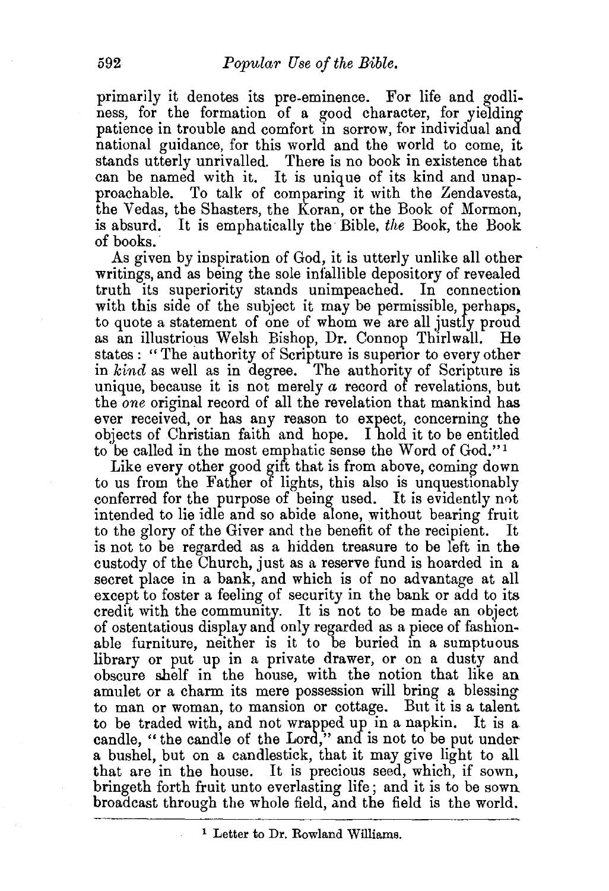primarily it denotes its pre-eminence. For life and godliness, for the formation of a good character, for yielding patience in trouble and comfort in sorrow, for individual and national guidance, for this world and the world to come, it stands utterly unrivalled. There is no book in existence that can be named with it. It is unique of its kind and unapproachable. To talk of comparing it with the Zendavesta, the Vedas, the Shasters, the Koran, or the Book of Mormon, is absurd. It is emphatically the Bible, *the* Book, the Book of books.

As given by inspiration of God, it is utterly unlike all other writings, and as being the sole infallible depository of revealed truth its superiority stands unimpeached. In connection with this side of the subject it may be permissible, perhaps, to quote a statement of one of whom we are all justly proud as an illustrious Welsh Bishop, Dr. Connop Thirlwall. He states: "The authority of Scripture is superior to every other in *kind* as well as in degree. The authority of Scripture is unique, because it is not merely *a* record of revelations, but the *one* original record of all the revelation that mankind has ever received, or has any reason to expect, concerning the objects of Christian faith and hope. I hold it to be entitled to be called in the most emphatic sense the Word of God."[1]

Like every other good gift that is from above, coming down to us from the Father of lights, this also is unquestionably conferred for the purpose of being used. It is evidently not intended to lie idle and so abide alone, without bearing fruit to the glory of the Giver and the benefit of the recipient. It is not to be regarded as a hidden treasure to be left in the custody of the Church, just as a reserve fund is hoarded in a secret place in a bank, and which is of no advantage at all except to foster a feeling of security in the bank or add to its credit with the community. It is not to be made an object of ostentatious display and only regarded as a piece of fashionable furniture, neither is it to be buried in a sumptuous library or put up in a private drawer, or on a dusty and obscure shelf in the house, with the notion that like an amulet or a charm its mere possession will bring a blessing to man or woman, to mansion or cottage. But it is a talent to be traded with, and not wrapped up in a napkin. It is a candle, "the candle of the Lord," and is not to be put under a bushel, but on a candlestick, that it may give light to all that are in the house. It is precious seed, which, if sown, bringeth forth fruit unto everlasting life; and it is to be sown broadcast through the whole field, and the field is the world.

---

[1] Letter to Dr. Rowland Williams.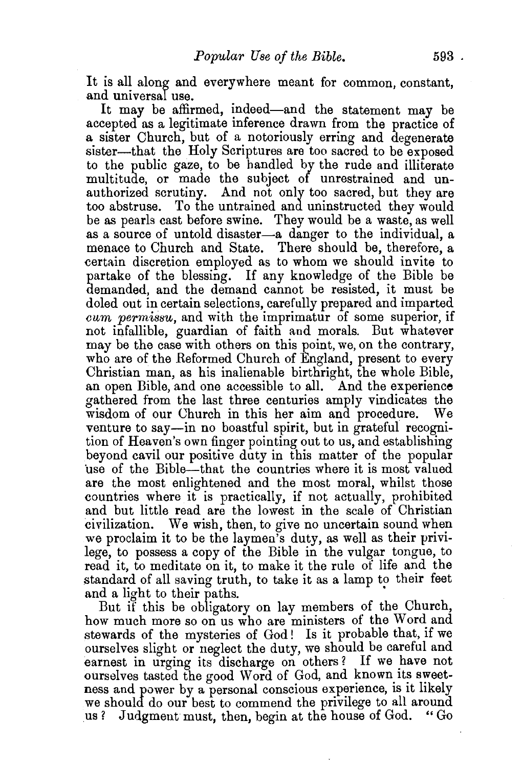It is all along and everywhere meant for common, constant, and universal use.

It may be affirmed, indeed—and the statement may be accepted as a legitimate inference drawn from the practice of a sister Church, but of a notoriously erring and degenerate sister—that the Holy Scriptures are too sacred to be exposed to the public gaze, to be handled by the rude and illiterate multitude, or made the subject of unrestrained and unauthorized scrutiny. And not only too sacred, but they are too abstruse. To the untrained and uninstructed they would be as pearls cast before swine. They would be a waste, as well as a source of untold disaster—a danger to the individual, a menace to Church and State. There should be, therefore, a certain discretion employed as to whom we should invite to partake of the blessing. If any knowledge of the Bible be demanded, and the demand cannot be resisted, it must be doled out in certain selections, carefully prepared and imparted *cum permissu*, and with the imprimatur of some superior, if not infallible, guardian of faith and morals. But whatever may be the case with others on this point, we, on the contrary, who are of the Reformed Church of England, present to every Christian man, as his inalienable birthright, the whole Bible, an open Bible, and one accessible to all. And the experience gathered from the last three centuries amply vindicates the wisdom of our Church in this her aim and procedure. We venture to say—in no boastful spirit, but in grateful recognition of Heaven's own finger pointing out to us, and establishing beyond cavil our positive duty in this matter of the popular use of the Bible—that the countries where it is most valued are the most enlightened and the most moral, whilst those countries where it is practically, if not actually, prohibited and but little read are the lowest in the scale of Christian civilization. We wish, then, to give no uncertain sound when we proclaim it to be the laymen's duty, as well as their privilege, to possess a copy of the Bible in the vulgar tongue, to read it, to meditate on it, to make it the rule of life and the standard of all saving truth, to take it as a lamp to their feet and a light to their paths.

But if this be obligatory on lay members of the Church, how much more so on us who are ministers of the Word and stewards of the mysteries of God! Is it probable that, if we ourselves slight or neglect the duty, we should be careful and earnest in urging its discharge on others? If we have not ourselves tasted the good Word of God, and known its sweetness and power by a personal conscious experience, is it likely we should do our best to commend the privilege to all around us? Judgment must, then, begin at the house of God. "Go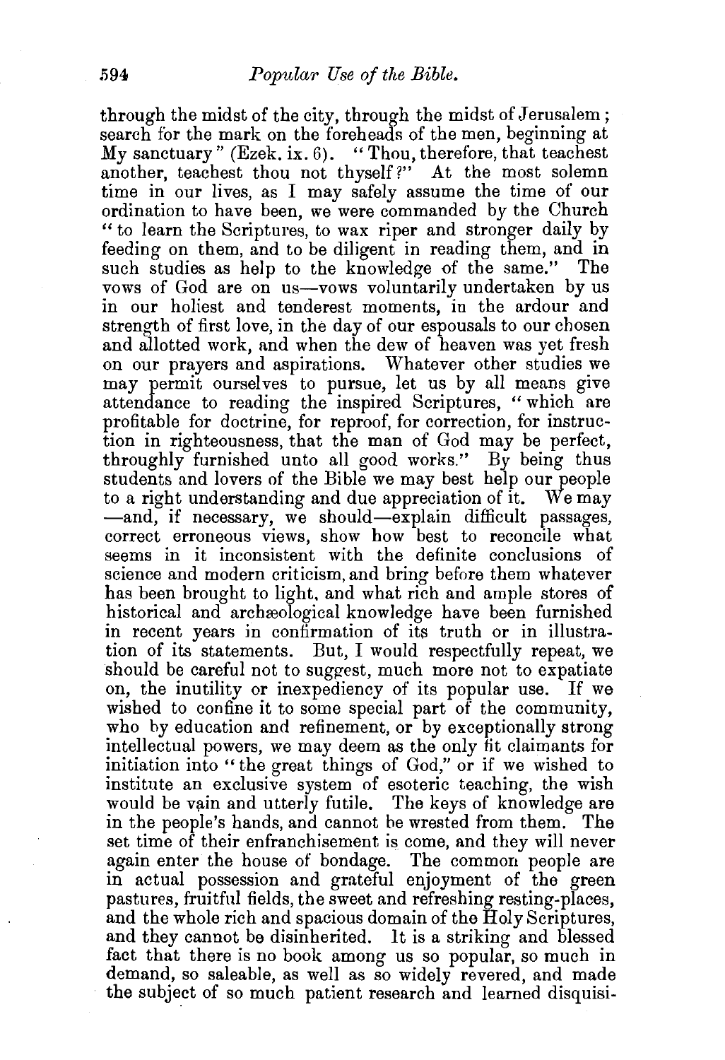through the midst of the city, through the midst of Jerusalem; search for the mark on the foreheads of the men, beginning at My sanctuary" (Ezek. ix. 6). "Thou, therefore, that teachest another, teachest thou not thyself?" At the most solemn time in our lives, as I may safely assume the time of our ordination to have been, we were commanded by the Church "to learn the Scriptures, to wax riper and stronger daily by feeding on them, and to be diligent in reading them, and in such studies as help to the knowledge of the same." The vows of God are on us—vows voluntarily undertaken by us in our holiest and tenderest moments, in the ardour and strength of first love, in the day of our espousals to our chosen and allotted work, and when the dew of heaven was yet fresh on our prayers and aspirations. Whatever other studies we may permit ourselves to pursue, let us by all means give attendance to reading the inspired Scriptures, "which are profitable for doctrine, for reproof, for correction, for instruction in righteousness, that the man of God may be perfect, throughly furnished unto all good works." By being thus students and lovers of the Bible we may best help our people to a right understanding and due appreciation of it. We may —and, if necessary, we should—explain difficult passages, correct erroneous views, show how best to reconcile what seems in it inconsistent with the definite conclusions of science and modern criticism, and bring before them whatever has been brought to light, and what rich and ample stores of historical and archæological knowledge have been furnished in recent years in confirmation of its truth or in illustration of its statements. But, I would respectfully repeat, we should be careful not to suggest, much more not to expatiate on, the inutility or inexpediency of its popular use. If we wished to confine it to some special part of the community, who by education and refinement, or by exceptionally strong intellectual powers, we may deem as the only fit claimants for initiation into "the great things of God," or if we wished to institute an exclusive system of esoteric teaching, the wish would be vain and utterly futile. The keys of knowledge are in the people's hands, and cannot be wrested from them. The set time of their enfranchisement is come, and they will never again enter the house of bondage. The common people are in actual possession and grateful enjoyment of the green pastures, fruitful fields, the sweet and refreshing resting-places, and the whole rich and spacious domain of the Holy Scriptures, and they cannot be disinherited. It is a striking and blessed fact that there is no book among us so popular, so much in demand, so saleable, as well as so widely revered, and made the subject of so much patient research and learned disquisi-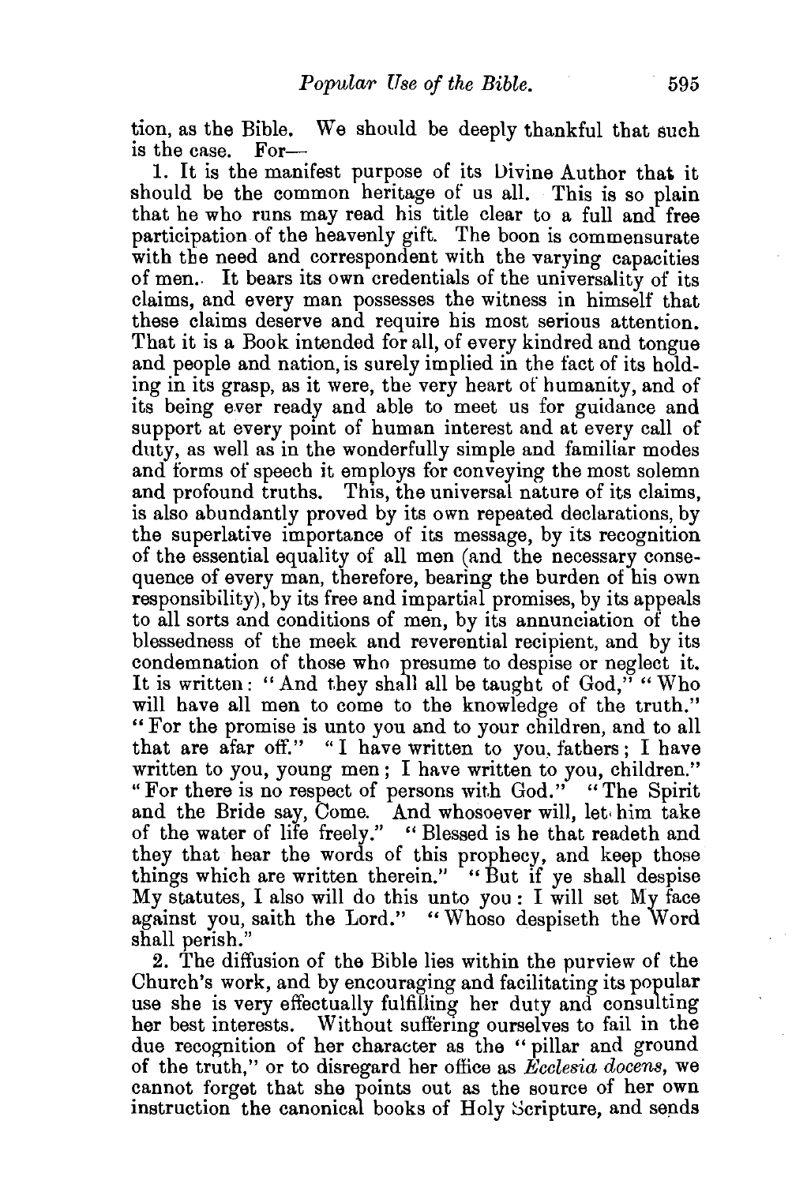tion, as the Bible. We should be deeply thankful that such is the case. For—

1. It is the manifest purpose of its Divine Author that it should be the common heritage of us all. This is so plain that he who runs may read his title clear to a full and free participation of the heavenly gift. The boon is commensurate with the need and correspondent with the varying capacities of men. It bears its own credentials of the universality of its claims, and every man possesses the witness in himself that these claims deserve and require his most serious attention. That it is a Book intended for all, of every kindred and tongue and people and nation, is surely implied in the fact of its holding in its grasp, as it were, the very heart of humanity, and of its being ever ready and able to meet us for guidance and support at every point of human interest and at every call of duty, as well as in the wonderfully simple and familiar modes and forms of speech it employs for conveying the most solemn and profound truths. This, the universal nature of its claims, is also abundantly proved by its own repeated declarations, by the superlative importance of its message, by its recognition of the essential equality of all men (and the necessary consequence of every man, therefore, bearing the burden of his own responsibility), by its free and impartial promises, by its appeals to all sorts and conditions of men, by its annunciation of the blessedness of the meek and reverential recipient, and by its condemnation of those who presume to despise or neglect it. It is written: "And they shall all be taught of God," "Who will have all men to come to the knowledge of the truth." "For the promise is unto you and to your children, and to all that are afar off." "I have written to you, fathers; I have written to you, young men; I have written to you, children." "For there is no respect of persons with God." "The Spirit and the Bride say, Come. And whosoever will, let him take of the water of life freely." "Blessed is he that readeth and they that hear the words of this prophecy, and keep those things which are written therein." "But if ye shall despise My statutes, I also will do this unto you: I will set My face against you, saith the Lord." "Whoso despiseth the Word shall perish."

2. The diffusion of the Bible lies within the purview of the Church's work, and by encouraging and facilitating its popular use she is very effectually fulfilling her duty and consulting her best interests. Without suffering ourselves to fail in the due recognition of her character as the "pillar and ground of the truth," or to disregard her office as *Ecclesia docens*, we cannot forget that she points out as the source of her own instruction the canonical books of Holy Scripture, and sends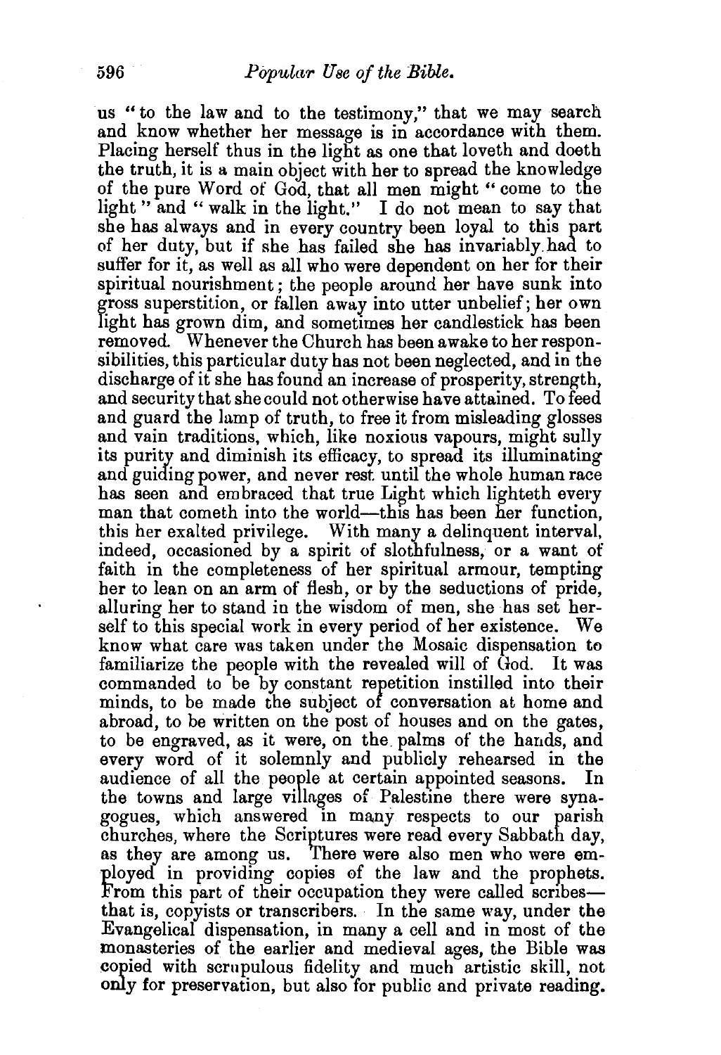us "to the law and to the testimony," that we may search and know whether her message is in accordance with them. Placing herself thus in the light as one that loveth and doeth the truth, it is a main object with her to spread the knowledge of the pure Word of God, that all men might "come to the light" and "walk in the light." I do not mean to say that she has always and in every country been loyal to this part of her duty, but if she has failed she has invariably had to suffer for it, as well as all who were dependent on her for their spiritual nourishment; the people around her have sunk into gross superstition, or fallen away into utter unbelief; her own light has grown dim, and sometimes her candlestick has been removed. Whenever the Church has been awake to her responsibilities, this particular duty has not been neglected, and in the discharge of it she has found an increase of prosperity, strength, and security that she could not otherwise have attained. To feed and guard the lamp of truth, to free it from misleading glosses and vain traditions, which, like noxious vapours, might sully its purity and diminish its efficacy, to spread its illuminating and guiding power, and never rest until the whole human race has seen and embraced that true Light which lighteth every man that cometh into the world—this has been her function, this her exalted privilege. With many a delinquent interval, indeed, occasioned by a spirit of slothfulness, or a want of faith in the completeness of her spiritual armour, tempting her to lean on an arm of flesh, or by the seductions of pride, alluring her to stand in the wisdom of men, she has set herself to this special work in every period of her existence. We know what care was taken under the Mosaic dispensation to familiarize the people with the revealed will of God. It was commanded to be by constant repetition instilled into their minds, to be made the subject of conversation at home and abroad, to be written on the post of houses and on the gates, to be engraved, as it were, on the palms of the hands, and every word of it solemnly and publicly rehearsed in the audience of all the people at certain appointed seasons. In the towns and large villages of Palestine there were synagogues, which answered in many respects to our parish churches, where the Scriptures were read every Sabbath day, as they are among us. There were also men who were employed in providing copies of the law and the prophets. From this part of their occupation they were called scribes—that is, copyists or transcribers. In the same way, under the Evangelical dispensation, in many a cell and in most of the monasteries of the earlier and medieval ages, the Bible was copied with scrupulous fidelity and much artistic skill, not only for preservation, but also for public and private reading.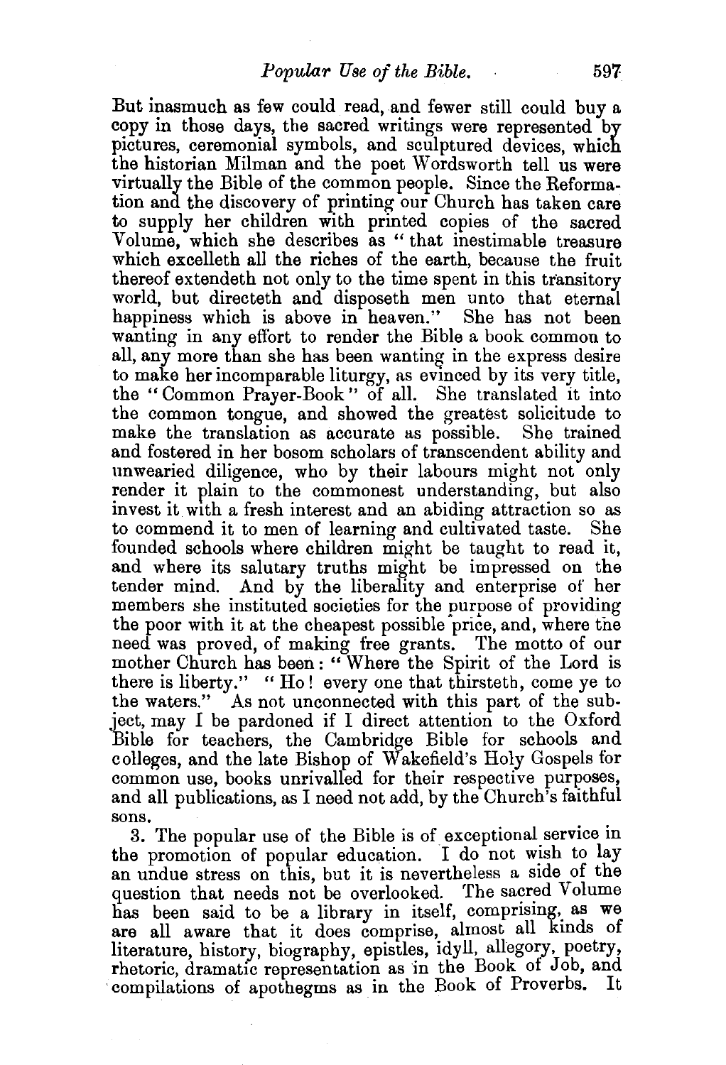But inasmuch as few could read, and fewer still could buy a copy in those days, the sacred writings were represented by pictures, ceremonial symbols, and sculptured devices, which the historian Milman and the poet Wordsworth tell us were virtually the Bible of the common people. Since the Reformation and the discovery of printing our Church has taken care to supply her children with printed copies of the sacred Volume, which she describes as "that inestimable treasure which excelleth all the riches of the earth, because the fruit thereof extendeth not only to the time spent in this transitory world, but directeth and disposeth men unto that eternal happiness which is above in heaven." She has not been wanting in any effort to render the Bible a book common to all, any more than she has been wanting in the express desire to make her incomparable liturgy, as evinced by its very title, the "Common Prayer-Book" of all. She translated it into the common tongue, and showed the greatest solicitude to make the translation as accurate as possible. She trained and fostered in her bosom scholars of transcendent ability and unwearied diligence, who by their labours might not only render it plain to the commonest understanding, but also invest it with a fresh interest and an abiding attraction so as to commend it to men of learning and cultivated taste. She founded schools where children might be taught to read it, and where its salutary truths might be impressed on the tender mind. And by the liberality and enterprise of her members she instituted societies for the purpose of providing the poor with it at the cheapest possible price, and, where the need was proved, of making free grants. The motto of our mother Church has been: "Where the Spirit of the Lord is there is liberty." "Ho! every one that thirsteth, come ye to the waters." As not unconnected with this part of the subject, may I be pardoned if I direct attention to the Oxford Bible for teachers, the Cambridge Bible for schools and colleges, and the late Bishop of Wakefield's Holy Gospels for common use, books unrivalled for their respective purposes, and all publications, as I need not add, by the Church's faithful sons.

3. The popular use of the Bible is of exceptional service in the promotion of popular education. I do not wish to lay an undue stress on this, but it is nevertheless a side of the question that needs not be overlooked. The sacred Volume has been said to be a library in itself, comprising, as we are all aware that it does comprise, almost all kinds of literature, history, biography, epistles, idyll, allegory, poetry, rhetoric, dramatic representation as in the Book of Job, and compilations of apothegms as in the Book of Proverbs. It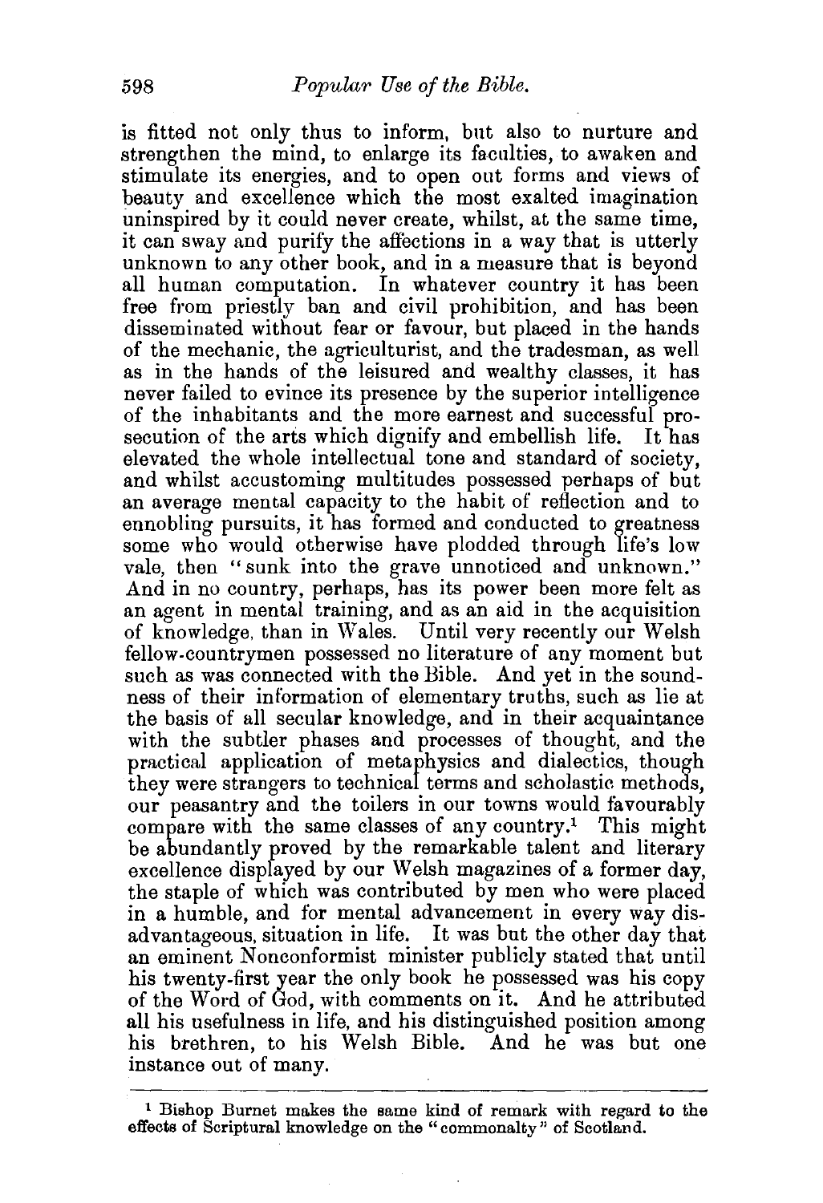is fitted not only thus to inform, but also to nurture and strengthen the mind, to enlarge its faculties, to awaken and stimulate its energies, and to open out forms and views of beauty and excellence which the most exalted imagination uninspired by it could never create, whilst, at the same time, it can sway and purify the affections in a way that is utterly unknown to any other book, and in a measure that is beyond all human computation. In whatever country it has been free from priestly ban and civil prohibition, and has been disseminated without fear or favour, but placed in the hands of the mechanic, the agriculturist, and the tradesman, as well as in the hands of the leisured and wealthy classes, it has never failed to evince its presence by the superior intelligence of the inhabitants and the more earnest and successful prosecution of the arts which dignify and embellish life. It has elevated the whole intellectual tone and standard of society, and whilst accustoming multitudes possessed perhaps of but an average mental capacity to the habit of reflection and to ennobling pursuits, it has formed and conducted to greatness some who would otherwise have plodded through life's low vale, then "sunk into the grave unnoticed and unknown." And in no country, perhaps, has its power been more felt as an agent in mental training, and as an aid in the acquisition of knowledge, than in Wales. Until very recently our Welsh fellow-countrymen possessed no literature of any moment but such as was connected with the Bible. And yet in the soundness of their information of elementary truths, such as lie at the basis of all secular knowledge, and in their acquaintance with the subtler phases and processes of thought, and the practical application of metaphysics and dialectics, though they were strangers to technical terms and scholastic methods, our peasantry and the toilers in our towns would favourably compare with the same classes of any country.[1] This might be abundantly proved by the remarkable talent and literary excellence displayed by our Welsh magazines of a former day, the staple of which was contributed by men who were placed in a humble, and for mental advancement in every way disadvantageous, situation in life. It was but the other day that an eminent Nonconformist minister publicly stated that until his twenty-first year the only book he possessed was his copy of the Word of God, with comments on it. And he attributed all his usefulness in life, and his distinguished position among his brethren, to his Welsh Bible. And he was but one instance out of many.

---

[1] Bishop Burnet makes the same kind of remark with regard to the effects of Scriptural knowledge on the "commonalty" of Scotland.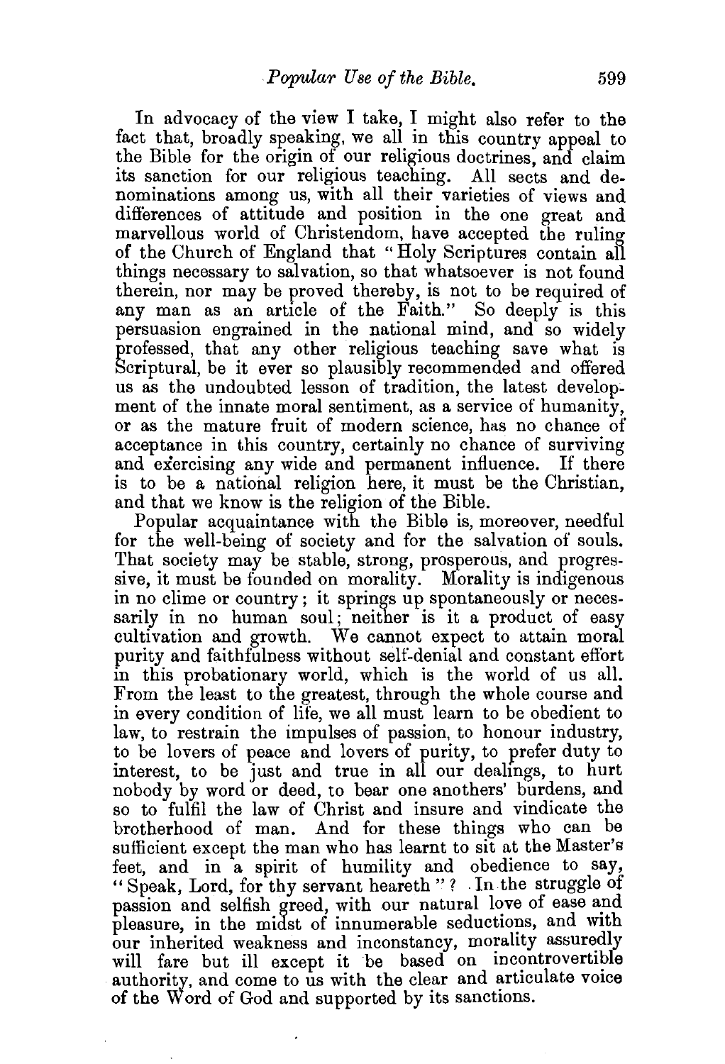In advocacy of the view I take, I might also refer to the fact that, broadly speaking, we all in this country appeal to the Bible for the origin of our religious doctrines, and claim its sanction for our religious teaching. All sects and denominations among us, with all their varieties of views and differences of attitude and position in the one great and marvellous world of Christendom, have accepted the ruling of the Church of England that "Holy Scriptures contain all things necessary to salvation, so that whatsoever is not found therein, nor may be proved thereby, is not to be required of any man as an article of the Faith." So deeply is this persuasion engrained in the national mind, and so widely professed, that any other religious teaching save what is Scriptural, be it ever so plausibly recommended and offered us as the undoubted lesson of tradition, the latest development of the innate moral sentiment, as a service of humanity, or as the mature fruit of modern science, has no chance of acceptance in this country, certainly no chance of surviving and exercising any wide and permanent influence. If there is to be a national religion here, it must be the Christian, and that we know is the religion of the Bible.

Popular acquaintance with the Bible is, moreover, needful for the well-being of society and for the salvation of souls. That society may be stable, strong, prosperous, and progressive, it must be founded on morality. Morality is indigenous in no clime or country; it springs up spontaneously or necessarily in no human soul; neither is it a product of easy cultivation and growth. We cannot expect to attain moral purity and faithfulness without self-denial and constant effort in this probationary world, which is the world of us all. From the least to the greatest, through the whole course and in every condition of life, we all must learn to be obedient to law, to restrain the impulses of passion, to honour industry, to be lovers of peace and lovers of purity, to prefer duty to interest, to be just and true in all our dealings, to hurt nobody by word or deed, to bear one anothers' burdens, and so to fulfil the law of Christ and insure and vindicate the brotherhood of man. And for these things who can be sufficient except the man who has learnt to sit at the Master's feet, and in a spirit of humility and obedience to say, "Speak, Lord, for thy servant heareth"? In the struggle of passion and selfish greed, with our natural love of ease and pleasure, in the midst of innumerable seductions, and with our inherited weakness and inconstancy, morality assuredly will fare but ill except it be based on incontrovertible authority, and come to us with the clear and articulate voice of the Word of God and supported by its sanctions.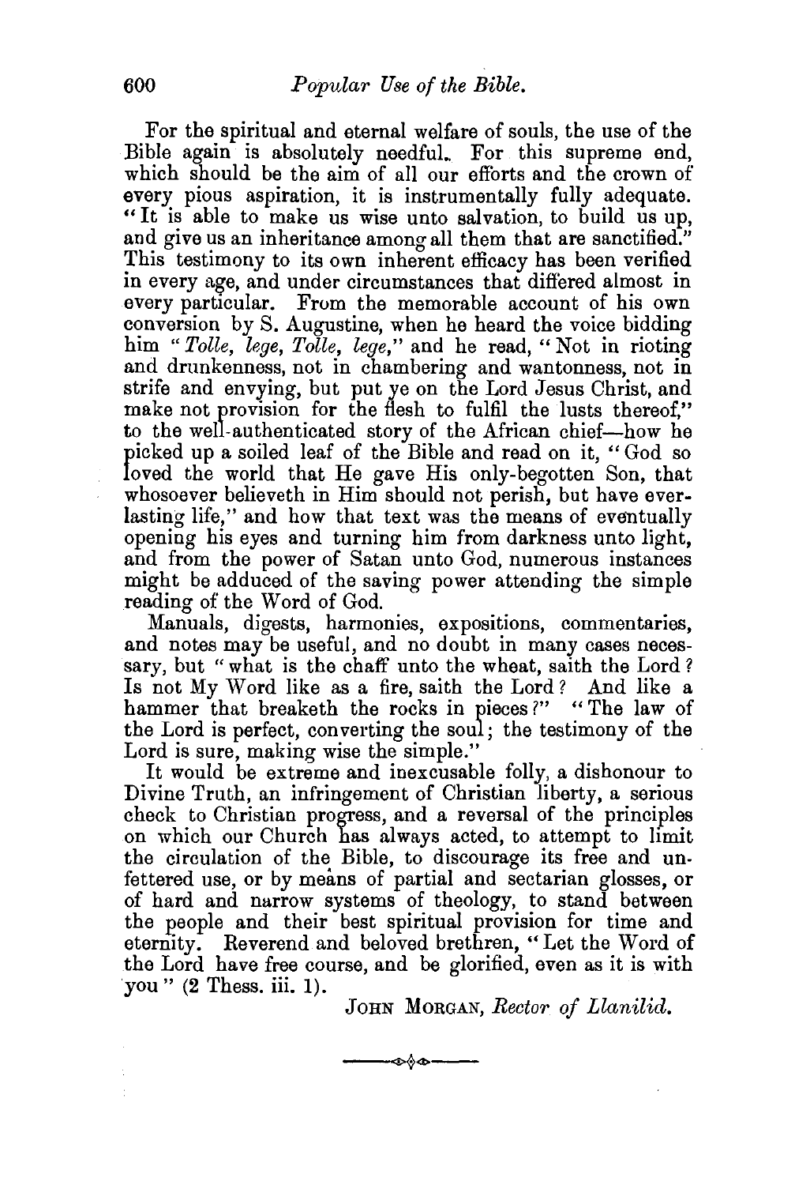For the spiritual and eternal welfare of souls, the use of the Bible again is absolutely needful. For this supreme end, which should be the aim of all our efforts and the crown of every pious aspiration, it is instrumentally fully adequate. "It is able to make us wise unto salvation, to build us up, and give us an inheritance among all them that are sanctified." This testimony to its own inherent efficacy has been verified in every age, and under circumstances that differed almost in every particular. From the memorable account of his own conversion by S. Augustine, when he heard the voice bidding him "*Tolle, lege, Tolle, lege*," and he read, "Not in rioting and drunkenness, not in chambering and wantonness, not in strife and envying, but put ye on the Lord Jesus Christ, and make not provision for the flesh to fulfil the lusts thereof," to the well-authenticated story of the African chief—how he picked up a soiled leaf of the Bible and read on it, "God so loved the world that He gave His only-begotten Son, that whosoever believeth in Him should not perish, but have everlasting life," and how that text was the means of eventually opening his eyes and turning him from darkness unto light, and from the power of Satan unto God, numerous instances might be adduced of the saving power attending the simple reading of the Word of God.

Manuals, digests, harmonies, expositions, commentaries, and notes may be useful, and no doubt in many cases necessary, but "what is the chaff unto the wheat, saith the Lord? Is not My Word like as a fire, saith the Lord? And like a hammer that breaketh the rocks in pieces?" "The law of the Lord is perfect, converting the soul; the testimony of the Lord is sure, making wise the simple."

It would be extreme and inexcusable folly, a dishonour to Divine Truth, an infringement of Christian liberty, a serious check to Christian progress, and a reversal of the principles on which our Church has always acted, to attempt to limit the circulation of the Bible, to discourage its free and unfettered use, or by means of partial and sectarian glosses, or of hard and narrow systems of theology, to stand between the people and their best spiritual provision for time and eternity. Reverend and beloved brethren, "Let the Word of the Lord have free course, and be glorified, even as it is with you" (2 Thess. iii. 1).

JOHN MORGAN, *Rector of Llanilid.*